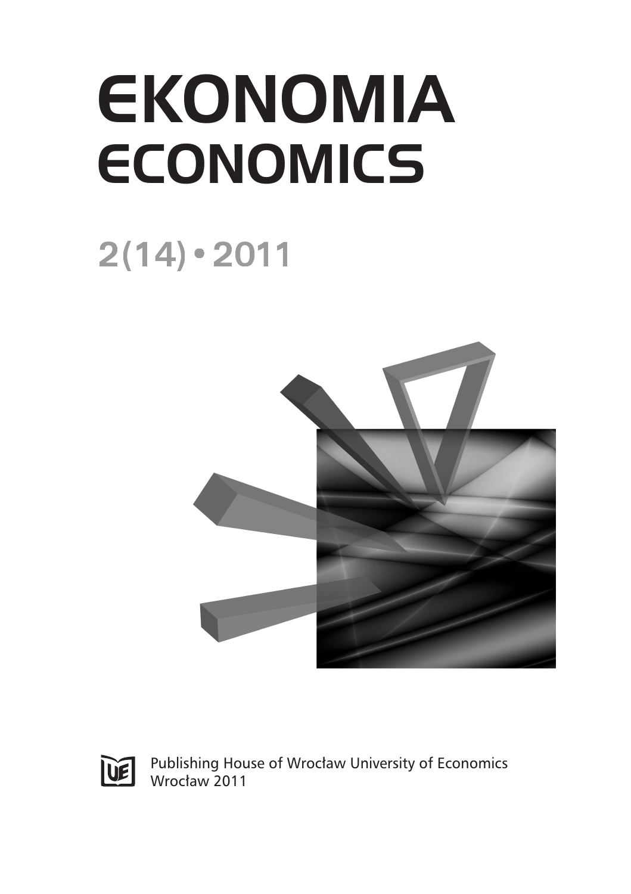# EKONOMIA
# ECONOMICS

## 2(14) • 2011

Publishing House of Wrocław University of Economics
Wrocław 2011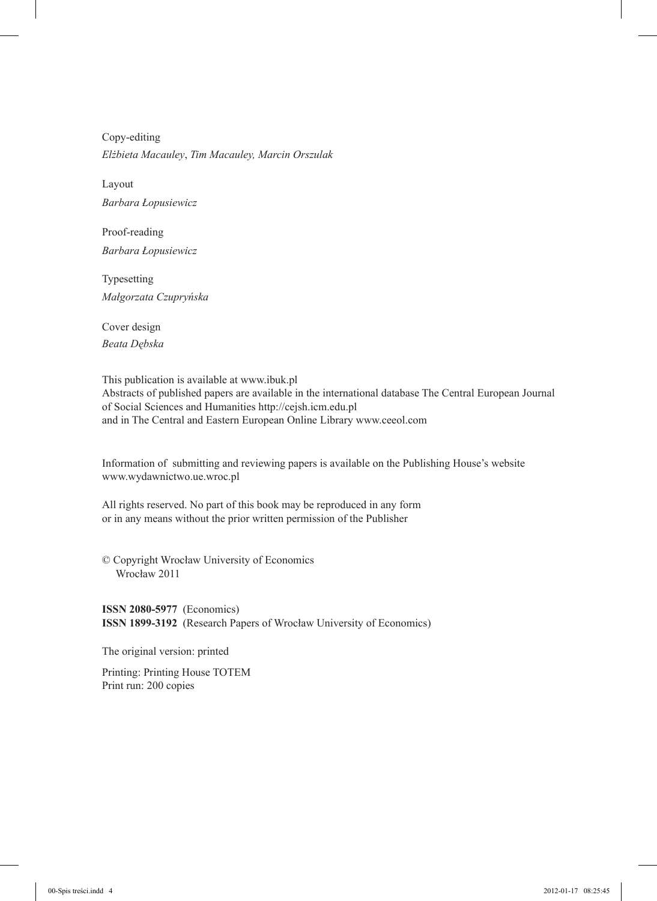Copy-editing
*Elżbieta Macauley*, *Tim Macauley, Marcin Orszulak*

Layout
*Barbara Łopusiewicz*

Proof-reading
*Barbara Łopusiewicz*

Typesetting
*Małgorzata Czupryńska*

Cover design
*Beata Dębska*

This publication is available at www.ibuk.pl
Abstracts of published papers are available in the international database The Central European Journal of Social Sciences and Humanities http://cejsh.icm.edu.pl
and in The Central and Eastern European Online Library www.ceeol.com

Information of submitting and reviewing papers is available on the Publishing House's website
www.wydawnictwo.ue.wroc.pl

All rights reserved. No part of this book may be reproduced in any form
or in any means without the prior written permission of the Publisher

© Copyright Wrocław University of Economics
Wrocław 2011

**ISSN 2080-5977** (Economics)
**ISSN 1899-3192** (Research Papers of Wrocław University of Economics)

The original version: printed

Printing: Printing House TOTEM
Print run: 200 copies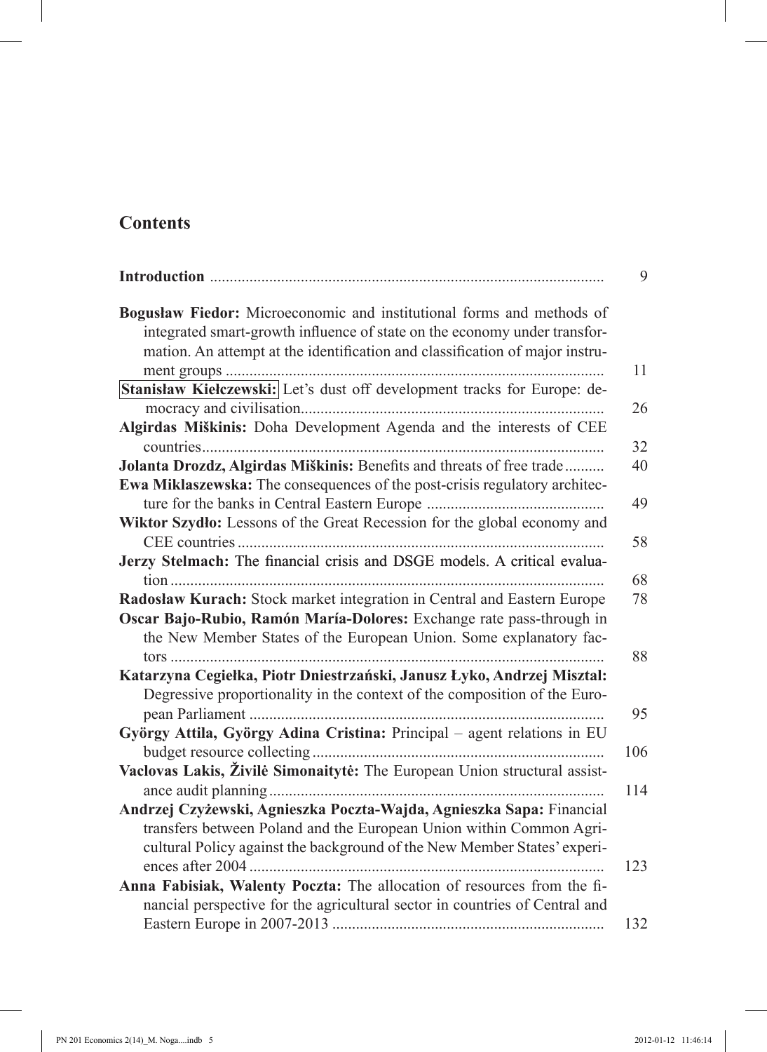## Contents

**Introduction** .................................................................................................. 9

**Bogusław Fiedor:** Microeconomic and institutional forms and methods of integrated smart-growth influence of state on the economy under transformation. An attempt at the identification and classification of major instrument groups ............................................................................................... 11

**Stanisław Kiełczewski:** Let's dust off development tracks for Europe: democracy and civilisation............................................................................ 26

**Algirdas Miškinis:** Doha Development Agenda and the interests of CEE countries..................................................................................................... 32

**Jolanta Drozdz, Algirdas Miškinis:** Benefits and threats of free trade.......... 40

**Ewa Miklaszewska:** The consequences of the post-crisis regulatory architecture for the banks in Central Eastern Europe ............................................ 49

**Wiktor Szydło:** Lessons of the Great Recession for the global economy and CEE countries ............................................................................................ 58

**Jerzy Stelmach:** The financial crisis and DSGE models. A critical evaluation ............................................................................................................. 68

**Radosław Kurach:** Stock market integration in Central and Eastern Europe 78

**Oscar Bajo-Rubio, Ramón María-Dolores:** Exchange rate pass-through in the New Member States of the European Union. Some explanatory factors ............................................................................................................. 88

**Katarzyna Cegiełka, Piotr Dniestrzański, Janusz Łyko, Andrzej Misztal:** Degressive proportionality in the context of the composition of the European Parliament ......................................................................................... 95

**György Attila, György Adina Cristina:** Principal – agent relations in EU budget resource collecting .......................................................................... 106

**Vaclovas Lakis, Živilė Simonaitytė:** The European Union structural assistance audit planning.................................................................................... 114

**Andrzej Czyżewski, Agnieszka Poczta-Wajda, Agnieszka Sapa:** Financial transfers between Poland and the European Union within Common Agricultural Policy against the background of the New Member States' experiences after 2004 ......................................................................................... 123

**Anna Fabisiak, Walenty Poczta:** The allocation of resources from the financial perspective for the agricultural sector in countries of Central and Eastern Europe in 2007-2013 .................................................................... 132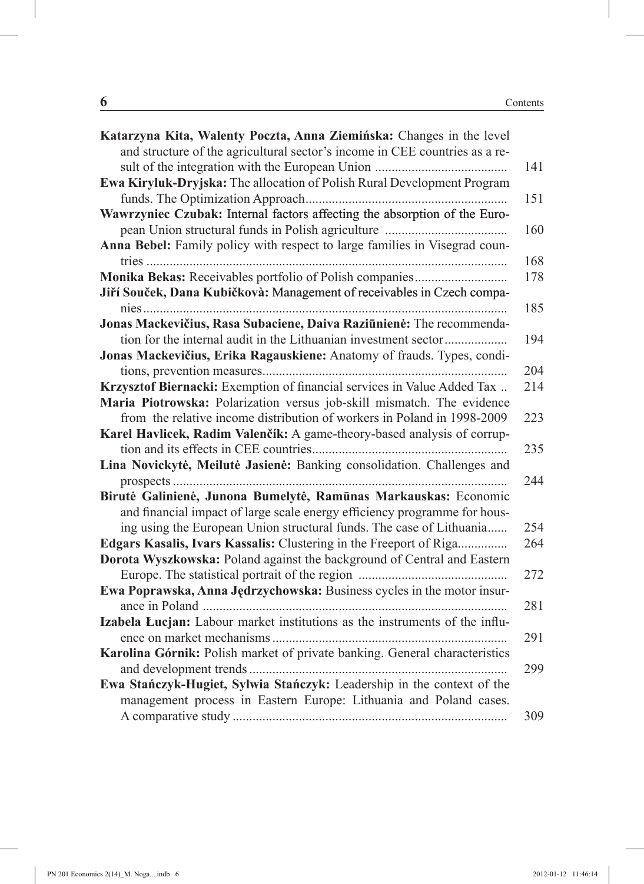**Katarzyna Kita, Walenty Poczta, Anna Ziemińska:** Changes in the level and structure of the agricultural sector's income in CEE countries as a result of the integration with the European Union ........................................ 141

**Ewa Kiryluk-Dryjska:** The allocation of Polish Rural Development Program funds. The Optimization Approach............................................................ 151

**Wawrzyniec Czubak:** Internal factors affecting the absorption of the European Union structural funds in Polish agriculture ..................................... 160

**Anna Bebel:** Family policy with respect to large families in Visegrad countries ............................................................................................................ 168

**Monika Bekas:** Receivables portfolio of Polish companies............................ 178

**Jiří Souček, Dana Kubičkovà:** Management of receivables in Czech companies............................................................................................................. 185

**Jonas Mackevičius, Rasa Subaciene, Daiva Raziūnienė:** The recommendation for the internal audit in the Lithuanian investment sector................... 194

**Jonas Mackevičius, Erika Ragauskiene:** Anatomy of frauds. Types, conditions, prevention measures......................................................................... 204

**Krzysztof Biernacki:** Exemption of financial services in Value Added Tax .. 214

**Maria Piotrowska:** Polarization versus job-skill mismatch. The evidence from the relative income distribution of workers in Poland in 1998-2009 223

**Karel Havlicek, Radim Valenčík:** A game-theory-based analysis of corruption and its effects in CEE countries........................................................... 235

**Lina Novickytė, Meilutė Jasienė:** Banking consolidation. Challenges and prospects .................................................................................................... 244

**Birutė Galinienė, Junona Bumelytė, Ramūnas Markauskas:** Economic and financial impact of large scale energy efficiency programme for housing using the European Union structural funds. The case of Lithuania...... 254

**Edgars Kasalis, Ivars Kassalis:** Clustering in the Freeport of Riga............... 264

**Dorota Wyszkowska:** Poland against the background of Central and Eastern Europe. The statistical portrait of the region ............................................ 272

**Ewa Poprawska, Anna Jędrzychowska:** Business cycles in the motor insurance in Poland ........................................................................................... 281

**Izabela Łucjan:** Labour market institutions as the instruments of the influence on market mechanisms....................................................................... 291

**Karolina Górnik:** Polish market of private banking. General characteristics and development trends............................................................................. 299

**Ewa Stańczyk-Hugiet, Sylwia Stańczyk:** Leadership in the context of the management process in Eastern Europe: Lithuania and Poland cases. A comparative study .................................................................................. 309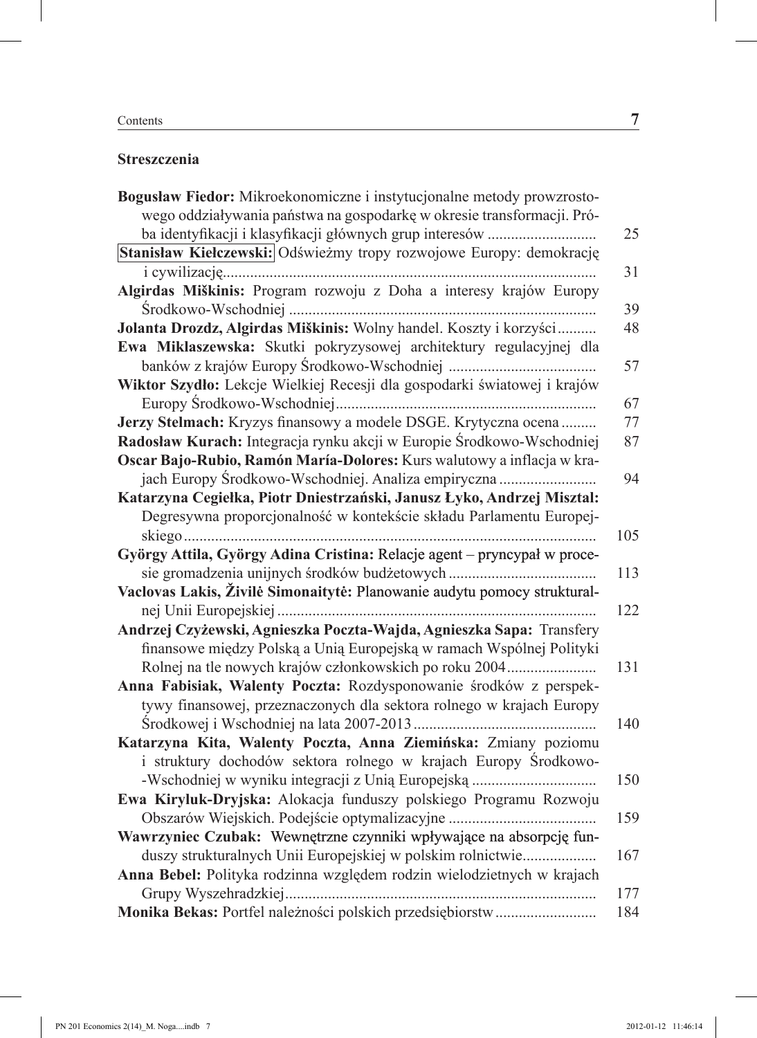## Streszczenia

**Bogusław Fiedor:** Mikroekonomiczne i instytucjonalne metody prowzrostowego oddziaływania państwa na gospodarkę w okresie transformacji. Próba identyfikacji i klasyfikacji głównych grup interesów ........................... 25

**Stanisław Kiełczewski:** Odświeżmy tropy rozwojowe Europy: demokrację i cywilizację............................................................................................... 31

**Algirdas Miškinis:** Program rozwoju z Doha a interesy krajów Europy Środkowo-Wschodniej .............................................................................. 39

**Jolanta Drozdz, Algirdas Miškinis:** Wolny handel. Koszty i korzyści.......... 48

**Ewa Miklaszewska:** Skutki pokryzysowej architektury regulacyjnej dla banków z krajów Europy Środkowo-Wschodniej ..................................... 57

**Wiktor Szydło:** Lekcje Wielkiej Recesji dla gospodarki światowej i krajów Europy Środkowo-Wschodniej.................................................................. 67

**Jerzy Stelmach:** Kryzys finansowy a modele DSGE. Krytyczna ocena ......... 77

**Radosław Kurach:** Integracja rynku akcji w Europie Środkowo-Wschodniej 87

**Oscar Bajo-Rubio, Ramón María-Dolores:** Kurs walutowy a inflacja w krajach Europy Środkowo-Wschodniej. Analiza empiryczna ........................ 94

**Katarzyna Cegiełka, Piotr Dniestrzański, Janusz Łyko, Andrzej Misztal:** Degresywna proporcjonalność w kontekście składu Parlamentu Europejskiego......................................................................................................... 105

**György Attila, György Adina Cristina:** Relacje agent – pryncypał w procesie gromadzenia unijnych środków budżetowych ..................................... 113

**Vaclovas Lakis, Živilė Simonaitytė:** Planowanie audytu pomocy strukturalnej Unii Europejskiej ................................................................................. 122

**Andrzej Czyżewski, Agnieszka Poczta-Wajda, Agnieszka Sapa:** Transfery finansowe między Polską a Unią Europejską w ramach Wspólnej Polityki Rolnej na tle nowych krajów członkowskich po roku 2004...................... 131

**Anna Fabisiak, Walenty Poczta:** Rozdysponowanie środków z perspektywy finansowej, przeznaczonych dla sektora rolnego w krajach Europy Środkowej i Wschodniej na lata 2007-2013 .............................................. 140

**Katarzyna Kita, Walenty Poczta, Anna Ziemińska:** Zmiany poziomu i struktury dochodów sektora rolnego w krajach Europy Środkowo-Wschodniej w wyniku integracji z Unią Europejską ............................... 150

**Ewa Kiryluk-Dryjska:** Alokacja funduszy polskiego Programu Rozwoju Obszarów Wiejskich. Podejście optymalizacyjne ..................................... 159

**Wawrzyniec Czubak:** Wewnętrzne czynniki wpływające na absorpcję funduszy strukturalnych Unii Europejskiej w polskim rolnictwie................... 167

**Anna Bebel:** Polityka rodzinna względem rodzin wielodzietnych w krajach Grupy Wyszehradzkiej............................................................................... 177

**Monika Bekas:** Portfel należności polskich przedsiębiorstw.......................... 184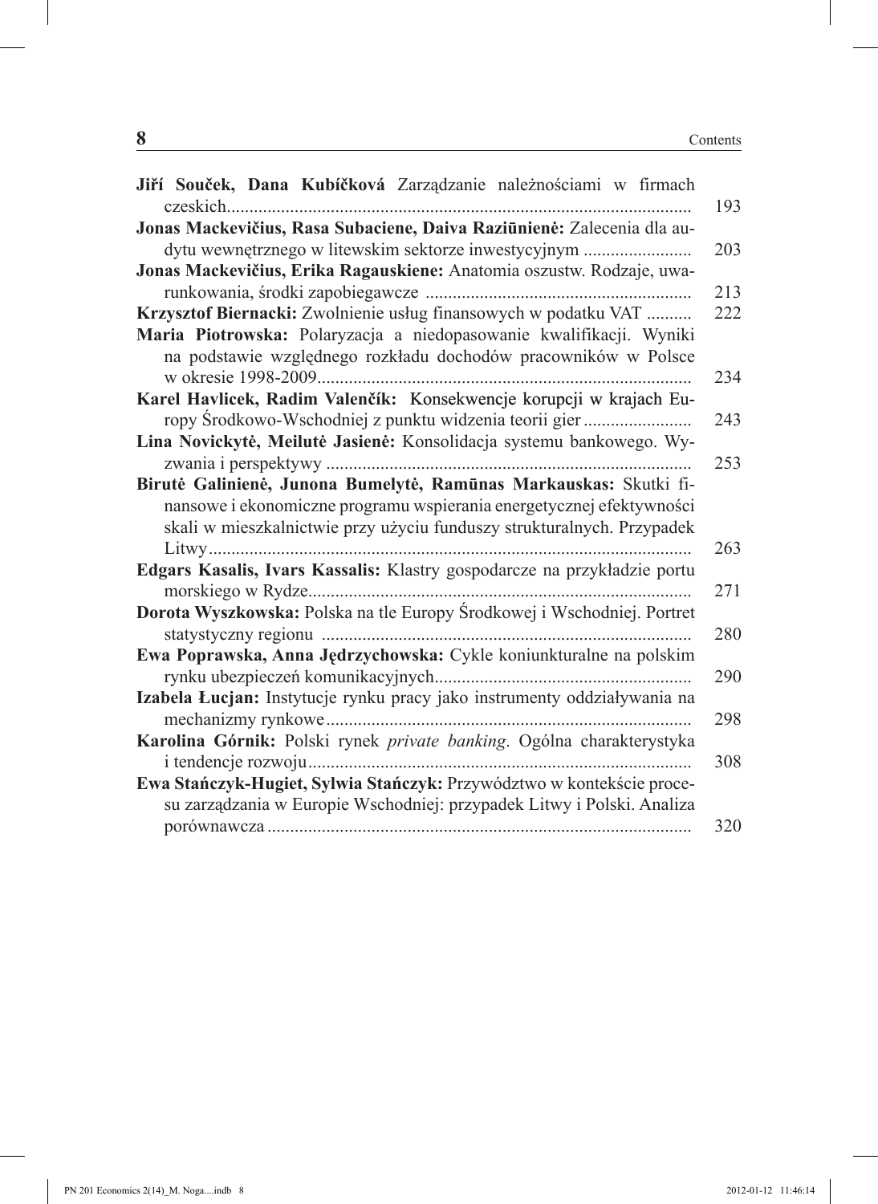**Jiří Souček, Dana Kubíčková** Zarządzanie należnościami w firmach czeskich ...................................................................................................... 193

**Jonas Mackevičius, Rasa Subaciene, Daiva Raziūnienė:** Zalecenia dla audytu wewnętrznego w litewskim sektorze inwestycyjnym ........................ 203

**Jonas Mackevičius, Erika Ragauskiene:** Anatomia oszustw. Rodzaje, uwarunkowania, środki zapobiegawcze ........................................................... 213

**Krzysztof Biernacki:** Zwolnienie usług finansowych w podatku VAT .......... 222

**Maria Piotrowska:** Polaryzacja a niedopasowanie kwalifikacji. Wyniki na podstawie względnego rozkładu dochodów pracowników w Polsce w okresie 1998-2009.................................................................................. 234

**Karel Havlicek, Radim Valenčík:** Konsekwencje korupcji w krajach Europy Środkowo-Wschodniej z punktu widzenia teorii gier ........................ 243

**Lina Novickytė, Meilutė Jasienė:** Konsolidacja systemu bankowego. Wyzwania i perspektywy ................................................................................. 253

**Birutė Galinienė, Junona Bumelytė, Ramūnas Markauskas:** Skutki finansowe i ekonomiczne programu wspierania energetycznej efektywności skali w mieszkalnictwie przy użyciu funduszy strukturalnych. Przypadek Litwy......................................................................................................... 263

**Edgars Kasalis, Ivars Kassalis:** Klastry gospodarcze na przykładzie portu morskiego w Rydze.................................................................................... 271

**Dorota Wyszkowska:** Polska na tle Europy Środkowej i Wschodniej. Portret statystyczny regionu ................................................................................. 280

**Ewa Poprawska, Anna Jędrzychowska:** Cykle koniunkturalne na polskim rynku ubezpieczeń komunikacyjnych......................................................... 290

**Izabela Łucjan:** Instytucje rynku pracy jako instrumenty oddziaływania na mechanizmy rynkowe................................................................................ 298

**Karolina Górnik:** Polski rynek *private banking*. Ogólna charakterystyka i tendencje rozwoju.................................................................................... 308

**Ewa Stańczyk-Hugiet, Sylwia Stańczyk:** Przywództwo w kontekście procesu zarządzania w Europie Wschodniej: przypadek Litwy i Polski. Analiza porównawcza ............................................................................................. 320